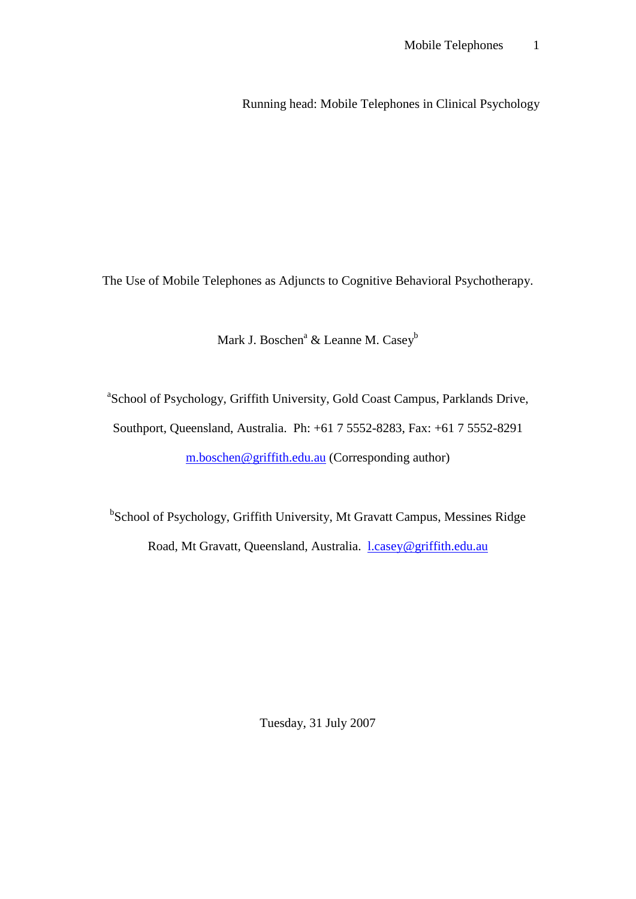Running head: Mobile Telephones in Clinical Psychology

# The Use of Mobile Telephones as Adjuncts to Cognitive Behavioral Psychotherapy.

Mark J. Boschen[a] & Leanne M. Casey[b]

[a]School of Psychology, Griffith University, Gold Coast Campus, Parklands Drive, Southport, Queensland, Australia. Ph: +61 7 5552-8283, Fax: +61 7 5552-8291 m.boschen@griffith.edu.au (Corresponding author)

[b]School of Psychology, Griffith University, Mt Gravatt Campus, Messines Ridge Road, Mt Gravatt, Queensland, Australia. l.casey@griffith.edu.au

Tuesday, 31 July 2007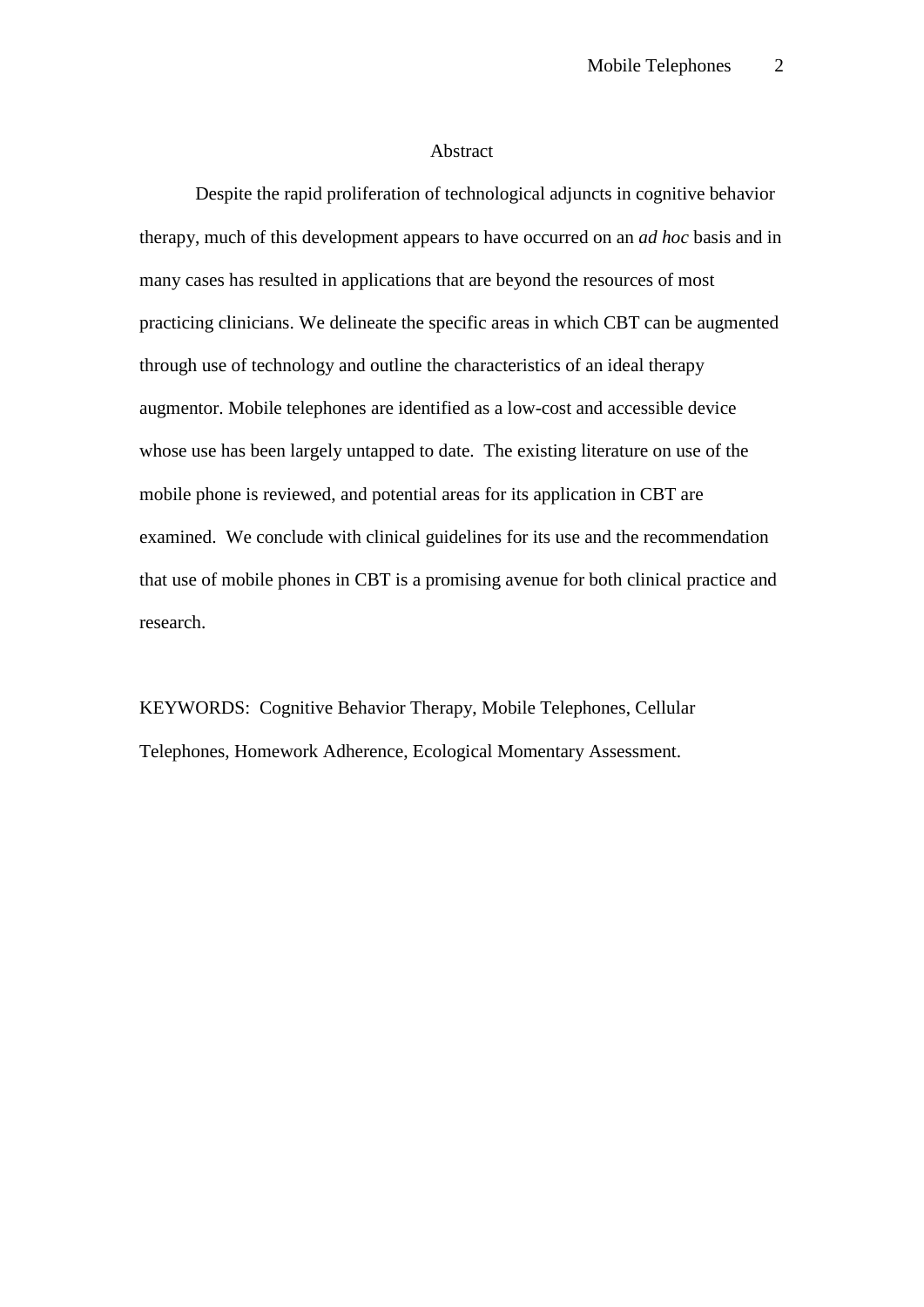## Abstract

Despite the rapid proliferation of technological adjuncts in cognitive behavior therapy, much of this development appears to have occurred on an *ad hoc* basis and in many cases has resulted in applications that are beyond the resources of most practicing clinicians. We delineate the specific areas in which CBT can be augmented through use of technology and outline the characteristics of an ideal therapy augmentor. Mobile telephones are identified as a low-cost and accessible device whose use has been largely untapped to date. The existing literature on use of the mobile phone is reviewed, and potential areas for its application in CBT are examined. We conclude with clinical guidelines for its use and the recommendation that use of mobile phones in CBT is a promising avenue for both clinical practice and research.

KEYWORDS: Cognitive Behavior Therapy, Mobile Telephones, Cellular Telephones, Homework Adherence, Ecological Momentary Assessment.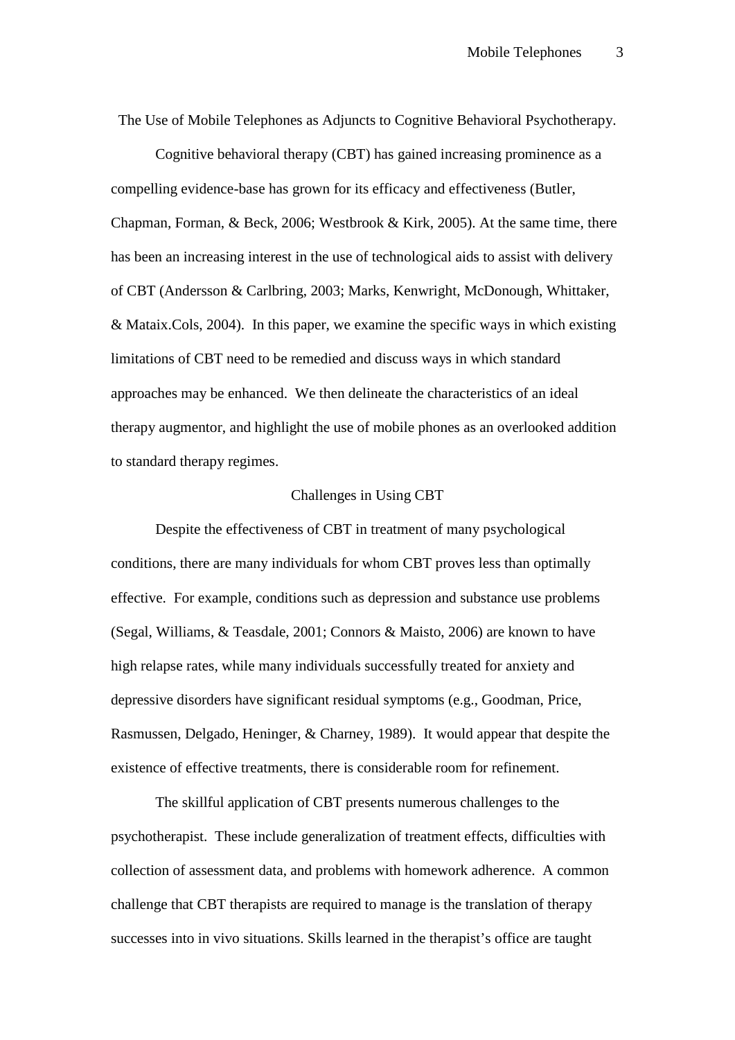# The Use of Mobile Telephones as Adjuncts to Cognitive Behavioral Psychotherapy.

Cognitive behavioral therapy (CBT) has gained increasing prominence as a compelling evidence-base has grown for its efficacy and effectiveness (Butler, Chapman, Forman, & Beck, 2006; Westbrook & Kirk, 2005). At the same time, there has been an increasing interest in the use of technological aids to assist with delivery of CBT (Andersson & Carlbring, 2003; Marks, Kenwright, McDonough, Whittaker, & Mataix.Cols, 2004). In this paper, we examine the specific ways in which existing limitations of CBT need to be remedied and discuss ways in which standard approaches may be enhanced. We then delineate the characteristics of an ideal therapy augmentor, and highlight the use of mobile phones as an overlooked addition to standard therapy regimes.

## Challenges in Using CBT

Despite the effectiveness of CBT in treatment of many psychological conditions, there are many individuals for whom CBT proves less than optimally effective. For example, conditions such as depression and substance use problems (Segal, Williams, & Teasdale, 2001; Connors & Maisto, 2006) are known to have high relapse rates, while many individuals successfully treated for anxiety and depressive disorders have significant residual symptoms (e.g., Goodman, Price, Rasmussen, Delgado, Heninger, & Charney, 1989). It would appear that despite the existence of effective treatments, there is considerable room for refinement.

The skillful application of CBT presents numerous challenges to the psychotherapist. These include generalization of treatment effects, difficulties with collection of assessment data, and problems with homework adherence. A common challenge that CBT therapists are required to manage is the translation of therapy successes into in vivo situations. Skills learned in the therapist's office are taught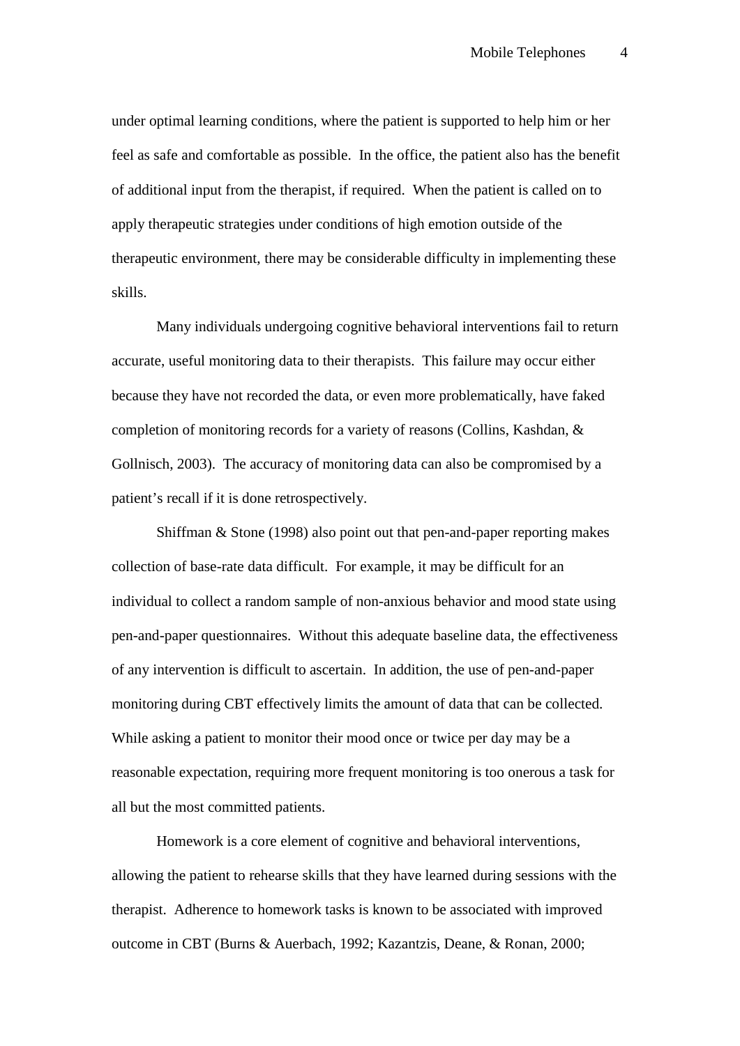under optimal learning conditions, where the patient is supported to help him or her feel as safe and comfortable as possible. In the office, the patient also has the benefit of additional input from the therapist, if required. When the patient is called on to apply therapeutic strategies under conditions of high emotion outside of the therapeutic environment, there may be considerable difficulty in implementing these skills.

Many individuals undergoing cognitive behavioral interventions fail to return accurate, useful monitoring data to their therapists. This failure may occur either because they have not recorded the data, or even more problematically, have faked completion of monitoring records for a variety of reasons (Collins, Kashdan, & Gollnisch, 2003). The accuracy of monitoring data can also be compromised by a patient's recall if it is done retrospectively.

Shiffman & Stone (1998) also point out that pen-and-paper reporting makes collection of base-rate data difficult. For example, it may be difficult for an individual to collect a random sample of non-anxious behavior and mood state using pen-and-paper questionnaires. Without this adequate baseline data, the effectiveness of any intervention is difficult to ascertain. In addition, the use of pen-and-paper monitoring during CBT effectively limits the amount of data that can be collected. While asking a patient to monitor their mood once or twice per day may be a reasonable expectation, requiring more frequent monitoring is too onerous a task for all but the most committed patients.

Homework is a core element of cognitive and behavioral interventions, allowing the patient to rehearse skills that they have learned during sessions with the therapist. Adherence to homework tasks is known to be associated with improved outcome in CBT (Burns & Auerbach, 1992; Kazantzis, Deane, & Ronan, 2000;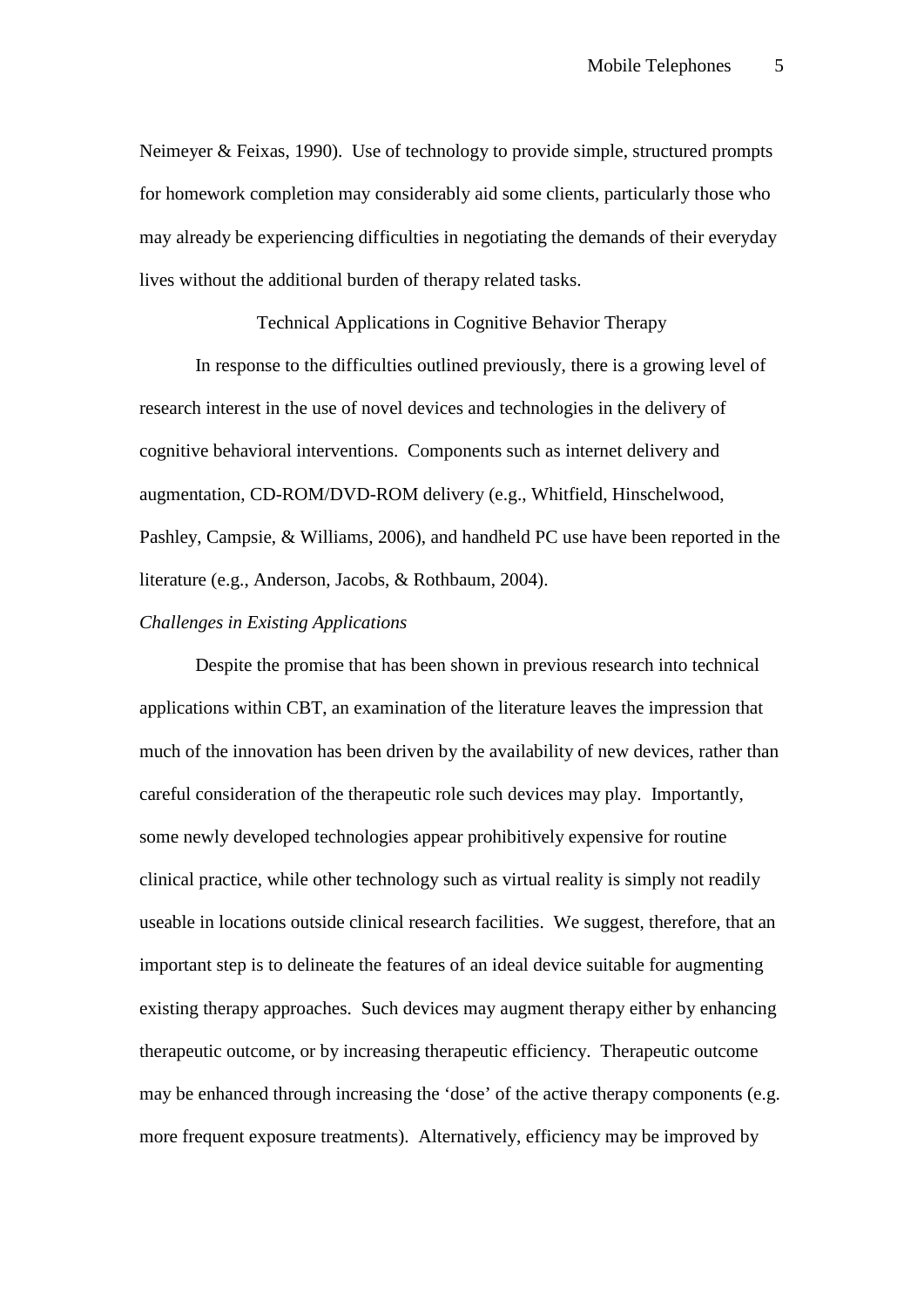Neimeyer & Feixas, 1990). Use of technology to provide simple, structured prompts for homework completion may considerably aid some clients, particularly those who may already be experiencing difficulties in negotiating the demands of their everyday lives without the additional burden of therapy related tasks.

## Technical Applications in Cognitive Behavior Therapy

In response to the difficulties outlined previously, there is a growing level of research interest in the use of novel devices and technologies in the delivery of cognitive behavioral interventions. Components such as internet delivery and augmentation, CD-ROM/DVD-ROM delivery (e.g., Whitfield, Hinschelwood, Pashley, Campsie, & Williams, 2006), and handheld PC use have been reported in the literature (e.g., Anderson, Jacobs, & Rothbaum, 2004).

### *Challenges in Existing Applications*

Despite the promise that has been shown in previous research into technical applications within CBT, an examination of the literature leaves the impression that much of the innovation has been driven by the availability of new devices, rather than careful consideration of the therapeutic role such devices may play. Importantly, some newly developed technologies appear prohibitively expensive for routine clinical practice, while other technology such as virtual reality is simply not readily useable in locations outside clinical research facilities. We suggest, therefore, that an important step is to delineate the features of an ideal device suitable for augmenting existing therapy approaches. Such devices may augment therapy either by enhancing therapeutic outcome, or by increasing therapeutic efficiency. Therapeutic outcome may be enhanced through increasing the 'dose' of the active therapy components (e.g. more frequent exposure treatments). Alternatively, efficiency may be improved by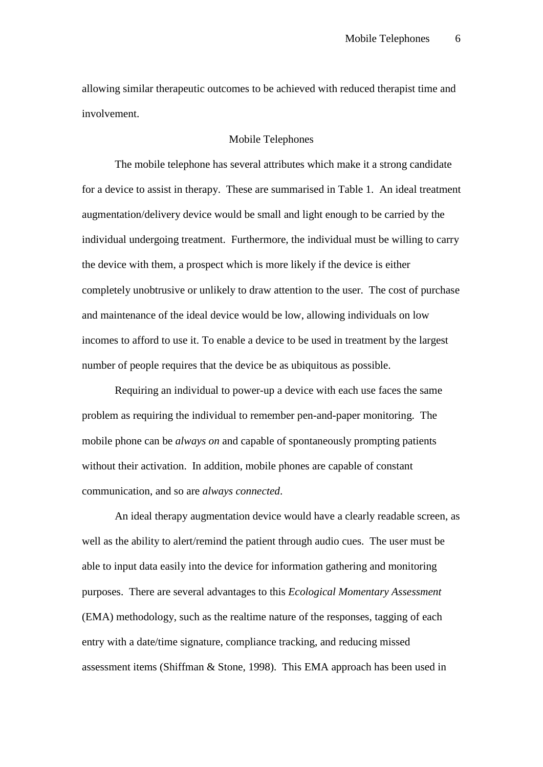allowing similar therapeutic outcomes to be achieved with reduced therapist time and involvement.

## Mobile Telephones

The mobile telephone has several attributes which make it a strong candidate for a device to assist in therapy. These are summarised in Table 1. An ideal treatment augmentation/delivery device would be small and light enough to be carried by the individual undergoing treatment. Furthermore, the individual must be willing to carry the device with them, a prospect which is more likely if the device is either completely unobtrusive or unlikely to draw attention to the user. The cost of purchase and maintenance of the ideal device would be low, allowing individuals on low incomes to afford to use it. To enable a device to be used in treatment by the largest number of people requires that the device be as ubiquitous as possible.

Requiring an individual to power-up a device with each use faces the same problem as requiring the individual to remember pen-and-paper monitoring. The mobile phone can be *always on* and capable of spontaneously prompting patients without their activation. In addition, mobile phones are capable of constant communication, and so are *always connected*.

An ideal therapy augmentation device would have a clearly readable screen, as well as the ability to alert/remind the patient through audio cues. The user must be able to input data easily into the device for information gathering and monitoring purposes. There are several advantages to this *Ecological Momentary Assessment* (EMA) methodology, such as the realtime nature of the responses, tagging of each entry with a date/time signature, compliance tracking, and reducing missed assessment items (Shiffman & Stone, 1998). This EMA approach has been used in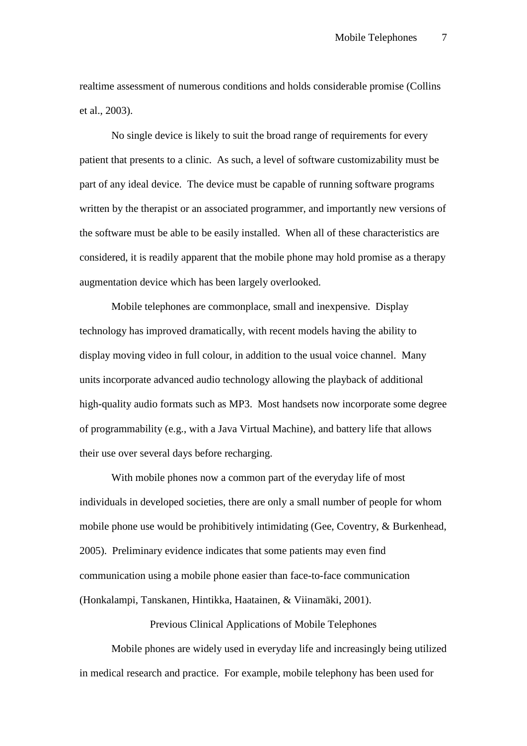realtime assessment of numerous conditions and holds considerable promise (Collins et al., 2003).

No single device is likely to suit the broad range of requirements for every patient that presents to a clinic. As such, a level of software customizability must be part of any ideal device. The device must be capable of running software programs written by the therapist or an associated programmer, and importantly new versions of the software must be able to be easily installed. When all of these characteristics are considered, it is readily apparent that the mobile phone may hold promise as a therapy augmentation device which has been largely overlooked.

Mobile telephones are commonplace, small and inexpensive. Display technology has improved dramatically, with recent models having the ability to display moving video in full colour, in addition to the usual voice channel. Many units incorporate advanced audio technology allowing the playback of additional high-quality audio formats such as MP3. Most handsets now incorporate some degree of programmability (e.g., with a Java Virtual Machine), and battery life that allows their use over several days before recharging.

With mobile phones now a common part of the everyday life of most individuals in developed societies, there are only a small number of people for whom mobile phone use would be prohibitively intimidating (Gee, Coventry, & Burkenhead, 2005). Preliminary evidence indicates that some patients may even find communication using a mobile phone easier than face-to-face communication (Honkalampi, Tanskanen, Hintikka, Haatainen, & Viinamäki, 2001).

## Previous Clinical Applications of Mobile Telephones

Mobile phones are widely used in everyday life and increasingly being utilized in medical research and practice. For example, mobile telephony has been used for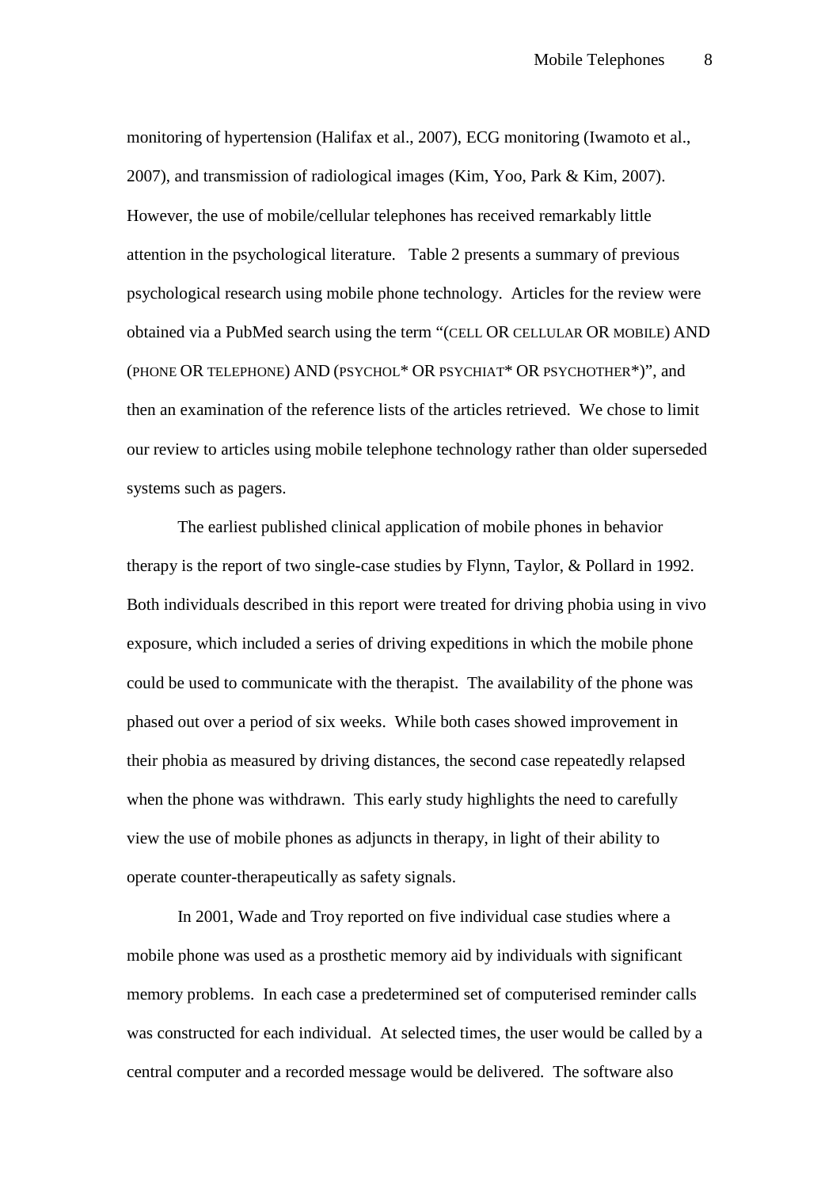monitoring of hypertension (Halifax et al., 2007), ECG monitoring (Iwamoto et al., 2007), and transmission of radiological images (Kim, Yoo, Park & Kim, 2007). However, the use of mobile/cellular telephones has received remarkably little attention in the psychological literature. Table 2 presents a summary of previous psychological research using mobile phone technology. Articles for the review were obtained via a PubMed search using the term "(CELL OR CELLULAR OR MOBILE) AND (PHONE OR TELEPHONE) AND (PSYCHOL* OR PSYCHIAT* OR PSYCHOTHER*)", and then an examination of the reference lists of the articles retrieved. We chose to limit our review to articles using mobile telephone technology rather than older superseded systems such as pagers.

The earliest published clinical application of mobile phones in behavior therapy is the report of two single-case studies by Flynn, Taylor, & Pollard in 1992. Both individuals described in this report were treated for driving phobia using in vivo exposure, which included a series of driving expeditions in which the mobile phone could be used to communicate with the therapist. The availability of the phone was phased out over a period of six weeks. While both cases showed improvement in their phobia as measured by driving distances, the second case repeatedly relapsed when the phone was withdrawn. This early study highlights the need to carefully view the use of mobile phones as adjuncts in therapy, in light of their ability to operate counter-therapeutically as safety signals.

In 2001, Wade and Troy reported on five individual case studies where a mobile phone was used as a prosthetic memory aid by individuals with significant memory problems. In each case a predetermined set of computerised reminder calls was constructed for each individual. At selected times, the user would be called by a central computer and a recorded message would be delivered. The software also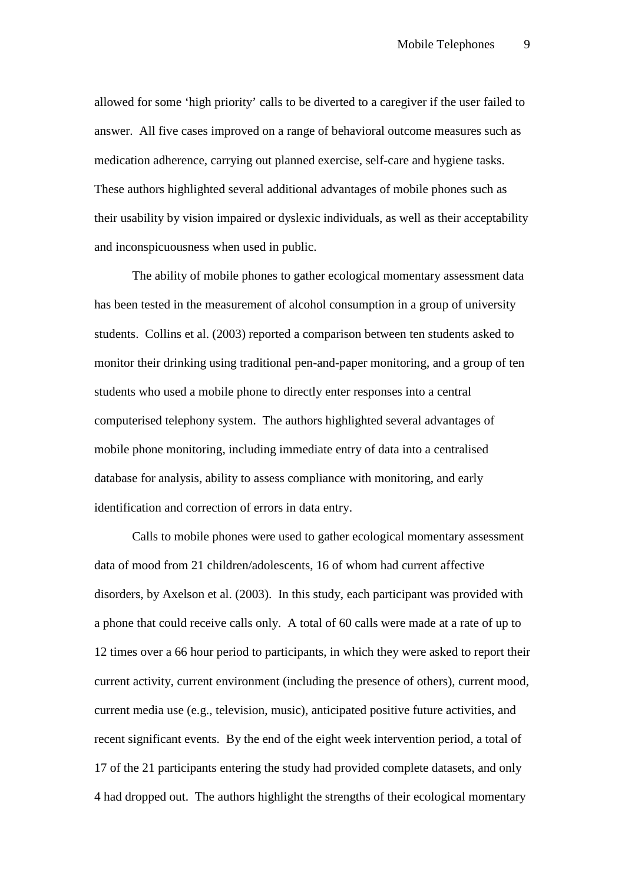allowed for some ‘high priority’ calls to be diverted to a caregiver if the user failed to answer. All five cases improved on a range of behavioral outcome measures such as medication adherence, carrying out planned exercise, self-care and hygiene tasks. These authors highlighted several additional advantages of mobile phones such as their usability by vision impaired or dyslexic individuals, as well as their acceptability and inconspicuousness when used in public.

The ability of mobile phones to gather ecological momentary assessment data has been tested in the measurement of alcohol consumption in a group of university students. Collins et al. (2003) reported a comparison between ten students asked to monitor their drinking using traditional pen-and-paper monitoring, and a group of ten students who used a mobile phone to directly enter responses into a central computerised telephony system. The authors highlighted several advantages of mobile phone monitoring, including immediate entry of data into a centralised database for analysis, ability to assess compliance with monitoring, and early identification and correction of errors in data entry.

Calls to mobile phones were used to gather ecological momentary assessment data of mood from 21 children/adolescents, 16 of whom had current affective disorders, by Axelson et al. (2003). In this study, each participant was provided with a phone that could receive calls only. A total of 60 calls were made at a rate of up to 12 times over a 66 hour period to participants, in which they were asked to report their current activity, current environment (including the presence of others), current mood, current media use (e.g., television, music), anticipated positive future activities, and recent significant events. By the end of the eight week intervention period, a total of 17 of the 21 participants entering the study had provided complete datasets, and only 4 had dropped out. The authors highlight the strengths of their ecological momentary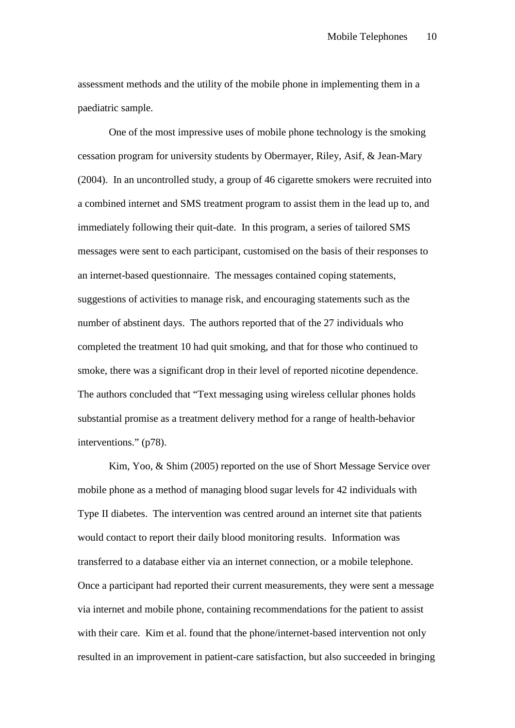assessment methods and the utility of the mobile phone in implementing them in a paediatric sample.

One of the most impressive uses of mobile phone technology is the smoking cessation program for university students by Obermayer, Riley, Asif, & Jean-Mary (2004). In an uncontrolled study, a group of 46 cigarette smokers were recruited into a combined internet and SMS treatment program to assist them in the lead up to, and immediately following their quit-date. In this program, a series of tailored SMS messages were sent to each participant, customised on the basis of their responses to an internet-based questionnaire. The messages contained coping statements, suggestions of activities to manage risk, and encouraging statements such as the number of abstinent days. The authors reported that of the 27 individuals who completed the treatment 10 had quit smoking, and that for those who continued to smoke, there was a significant drop in their level of reported nicotine dependence. The authors concluded that "Text messaging using wireless cellular phones holds substantial promise as a treatment delivery method for a range of health-behavior interventions." (p78).

Kim, Yoo, & Shim (2005) reported on the use of Short Message Service over mobile phone as a method of managing blood sugar levels for 42 individuals with Type II diabetes. The intervention was centred around an internet site that patients would contact to report their daily blood monitoring results. Information was transferred to a database either via an internet connection, or a mobile telephone. Once a participant had reported their current measurements, they were sent a message via internet and mobile phone, containing recommendations for the patient to assist with their care. Kim et al. found that the phone/internet-based intervention not only resulted in an improvement in patient-care satisfaction, but also succeeded in bringing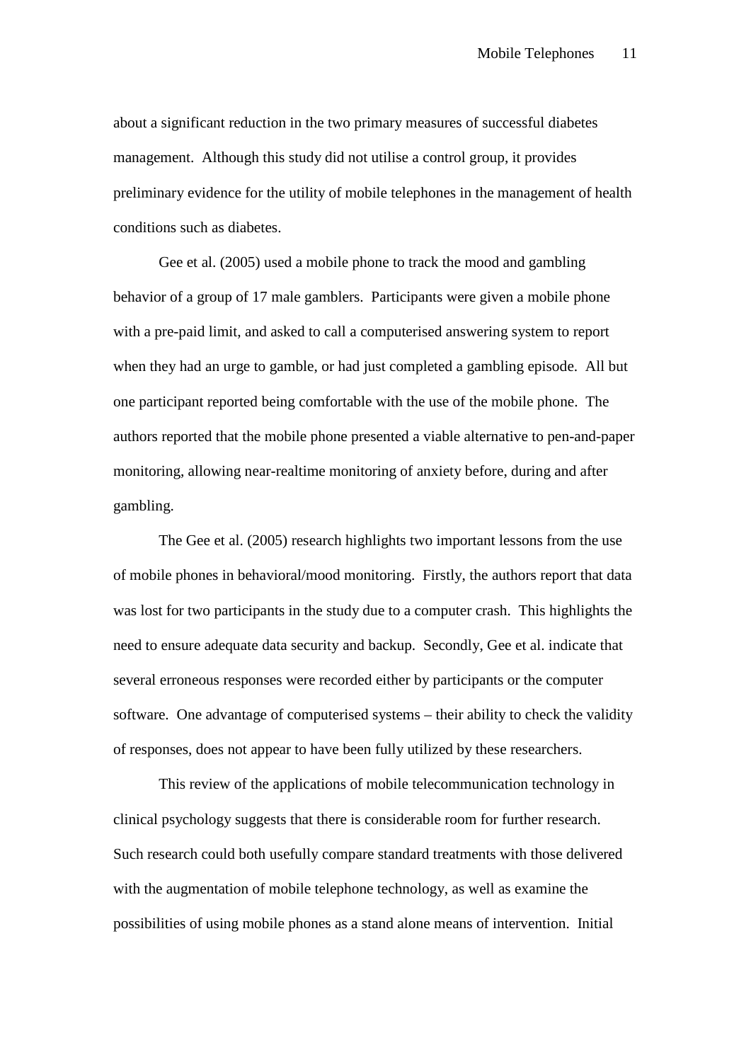about a significant reduction in the two primary measures of successful diabetes management. Although this study did not utilise a control group, it provides preliminary evidence for the utility of mobile telephones in the management of health conditions such as diabetes.

Gee et al. (2005) used a mobile phone to track the mood and gambling behavior of a group of 17 male gamblers. Participants were given a mobile phone with a pre-paid limit, and asked to call a computerised answering system to report when they had an urge to gamble, or had just completed a gambling episode. All but one participant reported being comfortable with the use of the mobile phone. The authors reported that the mobile phone presented a viable alternative to pen-and-paper monitoring, allowing near-realtime monitoring of anxiety before, during and after gambling.

The Gee et al. (2005) research highlights two important lessons from the use of mobile phones in behavioral/mood monitoring. Firstly, the authors report that data was lost for two participants in the study due to a computer crash. This highlights the need to ensure adequate data security and backup. Secondly, Gee et al. indicate that several erroneous responses were recorded either by participants or the computer software. One advantage of computerised systems – their ability to check the validity of responses, does not appear to have been fully utilized by these researchers.

This review of the applications of mobile telecommunication technology in clinical psychology suggests that there is considerable room for further research. Such research could both usefully compare standard treatments with those delivered with the augmentation of mobile telephone technology, as well as examine the possibilities of using mobile phones as a stand alone means of intervention. Initial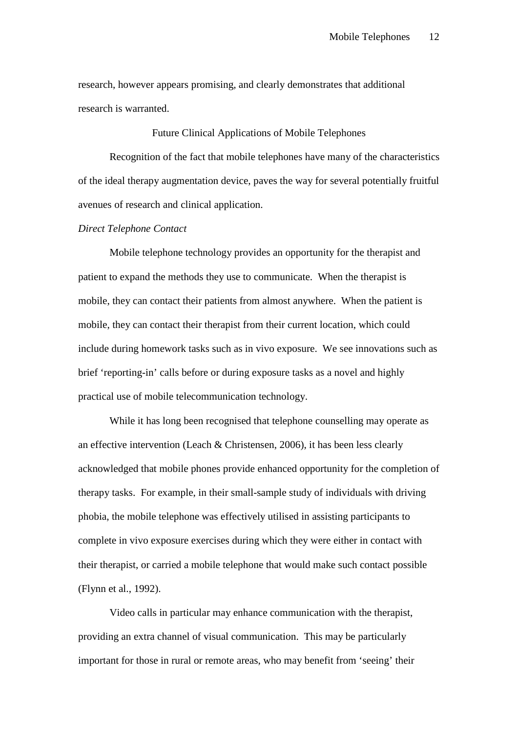research, however appears promising, and clearly demonstrates that additional research is warranted.

## Future Clinical Applications of Mobile Telephones

Recognition of the fact that mobile telephones have many of the characteristics of the ideal therapy augmentation device, paves the way for several potentially fruitful avenues of research and clinical application.

### *Direct Telephone Contact*

Mobile telephone technology provides an opportunity for the therapist and patient to expand the methods they use to communicate. When the therapist is mobile, they can contact their patients from almost anywhere. When the patient is mobile, they can contact their therapist from their current location, which could include during homework tasks such as in vivo exposure. We see innovations such as brief 'reporting-in' calls before or during exposure tasks as a novel and highly practical use of mobile telecommunication technology.

While it has long been recognised that telephone counselling may operate as an effective intervention (Leach & Christensen, 2006), it has been less clearly acknowledged that mobile phones provide enhanced opportunity for the completion of therapy tasks. For example, in their small-sample study of individuals with driving phobia, the mobile telephone was effectively utilised in assisting participants to complete in vivo exposure exercises during which they were either in contact with their therapist, or carried a mobile telephone that would make such contact possible (Flynn et al., 1992).

Video calls in particular may enhance communication with the therapist, providing an extra channel of visual communication. This may be particularly important for those in rural or remote areas, who may benefit from 'seeing' their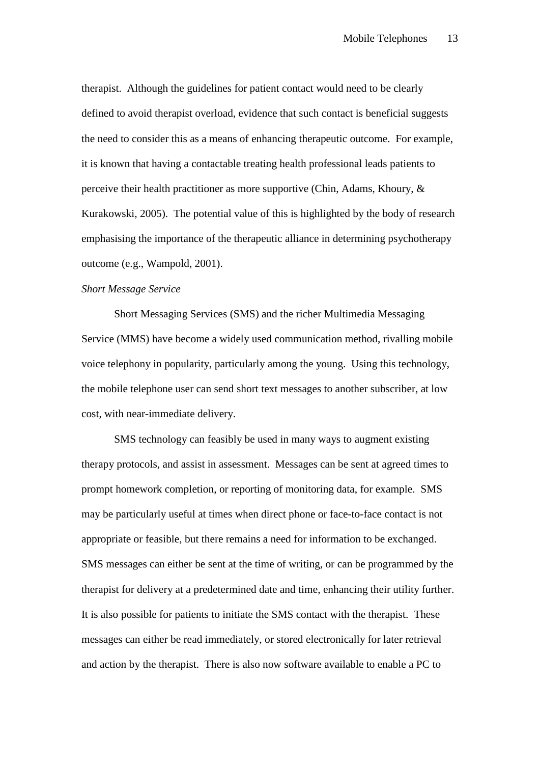therapist. Although the guidelines for patient contact would need to be clearly defined to avoid therapist overload, evidence that such contact is beneficial suggests the need to consider this as a means of enhancing therapeutic outcome. For example, it is known that having a contactable treating health professional leads patients to perceive their health practitioner as more supportive (Chin, Adams, Khoury, & Kurakowski, 2005). The potential value of this is highlighted by the body of research emphasising the importance of the therapeutic alliance in determining psychotherapy outcome (e.g., Wampold, 2001).

*Short Message Service*

Short Messaging Services (SMS) and the richer Multimedia Messaging Service (MMS) have become a widely used communication method, rivalling mobile voice telephony in popularity, particularly among the young. Using this technology, the mobile telephone user can send short text messages to another subscriber, at low cost, with near-immediate delivery.

SMS technology can feasibly be used in many ways to augment existing therapy protocols, and assist in assessment. Messages can be sent at agreed times to prompt homework completion, or reporting of monitoring data, for example. SMS may be particularly useful at times when direct phone or face-to-face contact is not appropriate or feasible, but there remains a need for information to be exchanged. SMS messages can either be sent at the time of writing, or can be programmed by the therapist for delivery at a predetermined date and time, enhancing their utility further. It is also possible for patients to initiate the SMS contact with the therapist. These messages can either be read immediately, or stored electronically for later retrieval and action by the therapist. There is also now software available to enable a PC to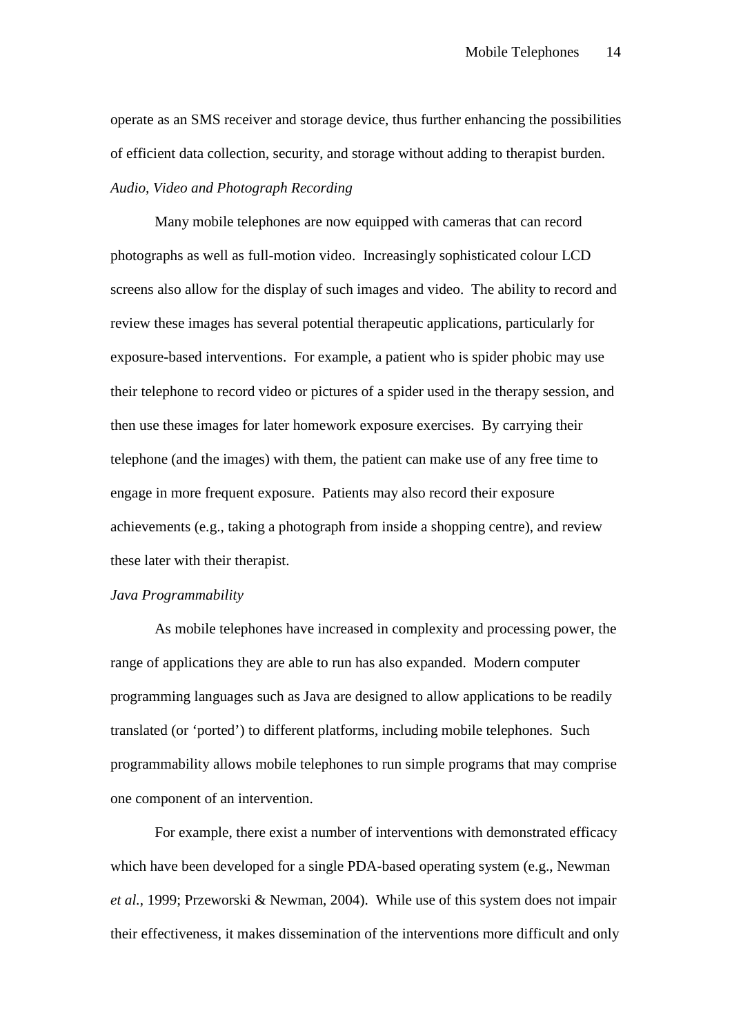operate as an SMS receiver and storage device, thus further enhancing the possibilities of efficient data collection, security, and storage without adding to therapist burden.

*Audio, Video and Photograph Recording*

Many mobile telephones are now equipped with cameras that can record photographs as well as full-motion video. Increasingly sophisticated colour LCD screens also allow for the display of such images and video. The ability to record and review these images has several potential therapeutic applications, particularly for exposure-based interventions. For example, a patient who is spider phobic may use their telephone to record video or pictures of a spider used in the therapy session, and then use these images for later homework exposure exercises. By carrying their telephone (and the images) with them, the patient can make use of any free time to engage in more frequent exposure. Patients may also record their exposure achievements (e.g., taking a photograph from inside a shopping centre), and review these later with their therapist.

*Java Programmability*

As mobile telephones have increased in complexity and processing power, the range of applications they are able to run has also expanded. Modern computer programming languages such as Java are designed to allow applications to be readily translated (or 'ported') to different platforms, including mobile telephones. Such programmability allows mobile telephones to run simple programs that may comprise one component of an intervention.

For example, there exist a number of interventions with demonstrated efficacy which have been developed for a single PDA-based operating system (e.g., Newman *et al.*, 1999; Przeworski & Newman, 2004). While use of this system does not impair their effectiveness, it makes dissemination of the interventions more difficult and only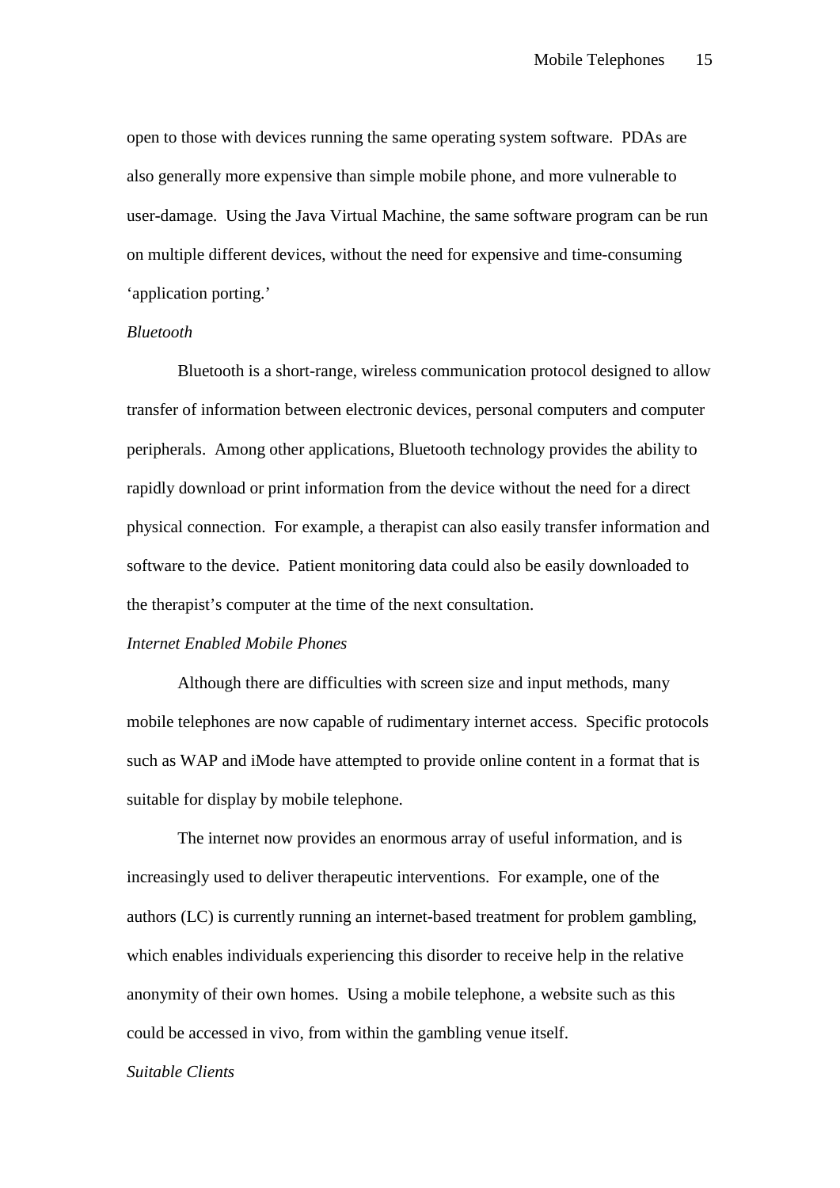open to those with devices running the same operating system software. PDAs are also generally more expensive than simple mobile phone, and more vulnerable to user-damage. Using the Java Virtual Machine, the same software program can be run on multiple different devices, without the need for expensive and time-consuming ‘application porting.’

### *Bluetooth*

Bluetooth is a short-range, wireless communication protocol designed to allow transfer of information between electronic devices, personal computers and computer peripherals. Among other applications, Bluetooth technology provides the ability to rapidly download or print information from the device without the need for a direct physical connection. For example, a therapist can also easily transfer information and software to the device. Patient monitoring data could also be easily downloaded to the therapist’s computer at the time of the next consultation.

### *Internet Enabled Mobile Phones*

Although there are difficulties with screen size and input methods, many mobile telephones are now capable of rudimentary internet access. Specific protocols such as WAP and iMode have attempted to provide online content in a format that is suitable for display by mobile telephone.

The internet now provides an enormous array of useful information, and is increasingly used to deliver therapeutic interventions. For example, one of the authors (LC) is currently running an internet-based treatment for problem gambling, which enables individuals experiencing this disorder to receive help in the relative anonymity of their own homes. Using a mobile telephone, a website such as this could be accessed in vivo, from within the gambling venue itself.

### *Suitable Clients*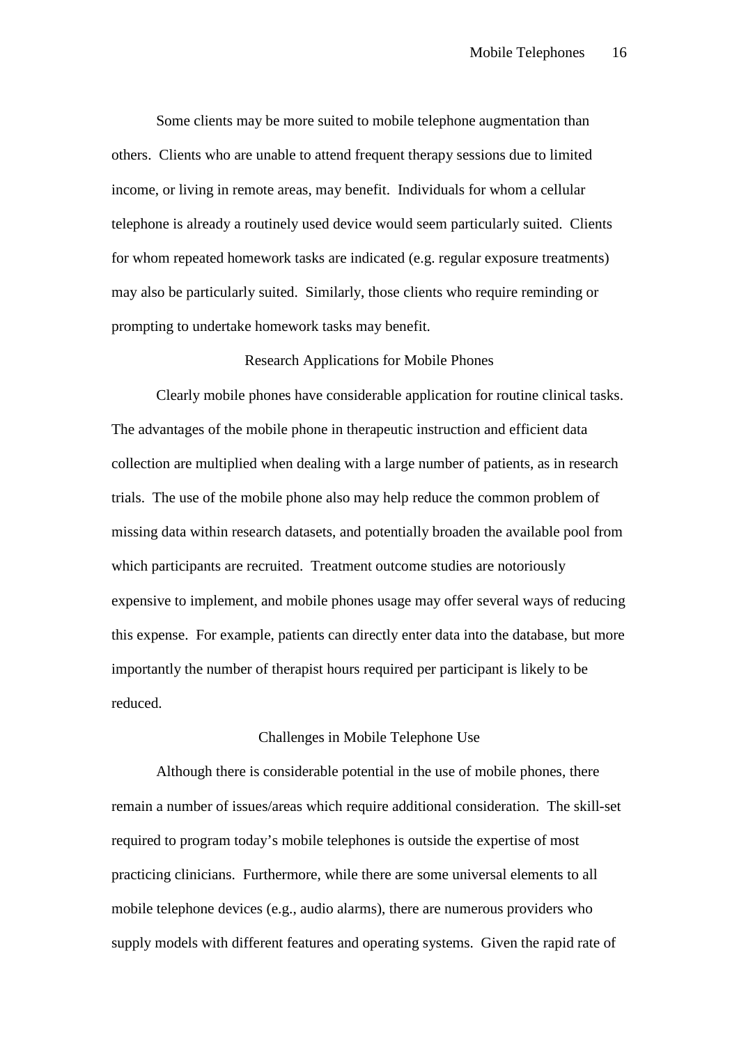Some clients may be more suited to mobile telephone augmentation than others. Clients who are unable to attend frequent therapy sessions due to limited income, or living in remote areas, may benefit. Individuals for whom a cellular telephone is already a routinely used device would seem particularly suited. Clients for whom repeated homework tasks are indicated (e.g. regular exposure treatments) may also be particularly suited. Similarly, those clients who require reminding or prompting to undertake homework tasks may benefit.

## Research Applications for Mobile Phones

Clearly mobile phones have considerable application for routine clinical tasks. The advantages of the mobile phone in therapeutic instruction and efficient data collection are multiplied when dealing with a large number of patients, as in research trials. The use of the mobile phone also may help reduce the common problem of missing data within research datasets, and potentially broaden the available pool from which participants are recruited. Treatment outcome studies are notoriously expensive to implement, and mobile phones usage may offer several ways of reducing this expense. For example, patients can directly enter data into the database, but more importantly the number of therapist hours required per participant is likely to be reduced.

## Challenges in Mobile Telephone Use

Although there is considerable potential in the use of mobile phones, there remain a number of issues/areas which require additional consideration. The skill-set required to program today's mobile telephones is outside the expertise of most practicing clinicians. Furthermore, while there are some universal elements to all mobile telephone devices (e.g., audio alarms), there are numerous providers who supply models with different features and operating systems. Given the rapid rate of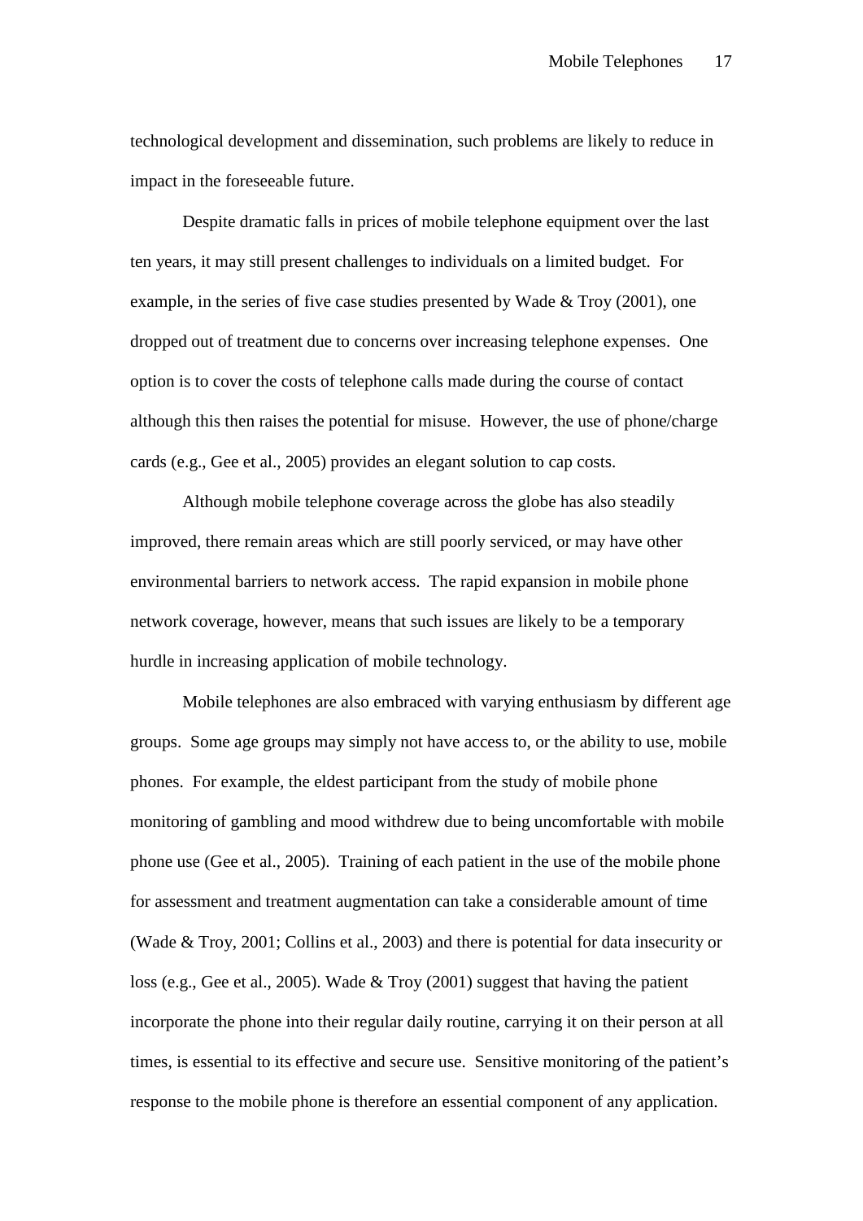technological development and dissemination, such problems are likely to reduce in impact in the foreseeable future.

Despite dramatic falls in prices of mobile telephone equipment over the last ten years, it may still present challenges to individuals on a limited budget. For example, in the series of five case studies presented by Wade & Troy (2001), one dropped out of treatment due to concerns over increasing telephone expenses. One option is to cover the costs of telephone calls made during the course of contact although this then raises the potential for misuse. However, the use of phone/charge cards (e.g., Gee et al., 2005) provides an elegant solution to cap costs.

Although mobile telephone coverage across the globe has also steadily improved, there remain areas which are still poorly serviced, or may have other environmental barriers to network access. The rapid expansion in mobile phone network coverage, however, means that such issues are likely to be a temporary hurdle in increasing application of mobile technology.

Mobile telephones are also embraced with varying enthusiasm by different age groups. Some age groups may simply not have access to, or the ability to use, mobile phones. For example, the eldest participant from the study of mobile phone monitoring of gambling and mood withdrew due to being uncomfortable with mobile phone use (Gee et al., 2005). Training of each patient in the use of the mobile phone for assessment and treatment augmentation can take a considerable amount of time (Wade & Troy, 2001; Collins et al., 2003) and there is potential for data insecurity or loss (e.g., Gee et al., 2005). Wade & Troy (2001) suggest that having the patient incorporate the phone into their regular daily routine, carrying it on their person at all times, is essential to its effective and secure use. Sensitive monitoring of the patient's response to the mobile phone is therefore an essential component of any application.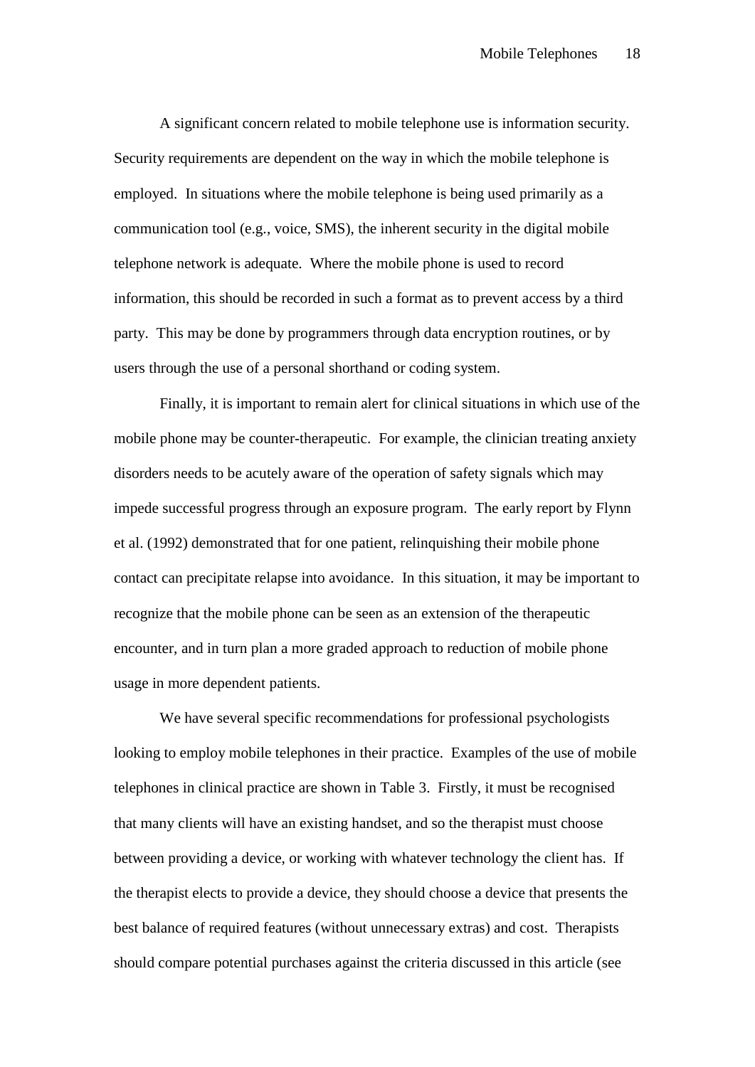A significant concern related to mobile telephone use is information security. Security requirements are dependent on the way in which the mobile telephone is employed. In situations where the mobile telephone is being used primarily as a communication tool (e.g., voice, SMS), the inherent security in the digital mobile telephone network is adequate. Where the mobile phone is used to record information, this should be recorded in such a format as to prevent access by a third party. This may be done by programmers through data encryption routines, or by users through the use of a personal shorthand or coding system.

Finally, it is important to remain alert for clinical situations in which use of the mobile phone may be counter-therapeutic. For example, the clinician treating anxiety disorders needs to be acutely aware of the operation of safety signals which may impede successful progress through an exposure program. The early report by Flynn et al. (1992) demonstrated that for one patient, relinquishing their mobile phone contact can precipitate relapse into avoidance. In this situation, it may be important to recognize that the mobile phone can be seen as an extension of the therapeutic encounter, and in turn plan a more graded approach to reduction of mobile phone usage in more dependent patients.

We have several specific recommendations for professional psychologists looking to employ mobile telephones in their practice. Examples of the use of mobile telephones in clinical practice are shown in Table 3. Firstly, it must be recognised that many clients will have an existing handset, and so the therapist must choose between providing a device, or working with whatever technology the client has. If the therapist elects to provide a device, they should choose a device that presents the best balance of required features (without unnecessary extras) and cost. Therapists should compare potential purchases against the criteria discussed in this article (see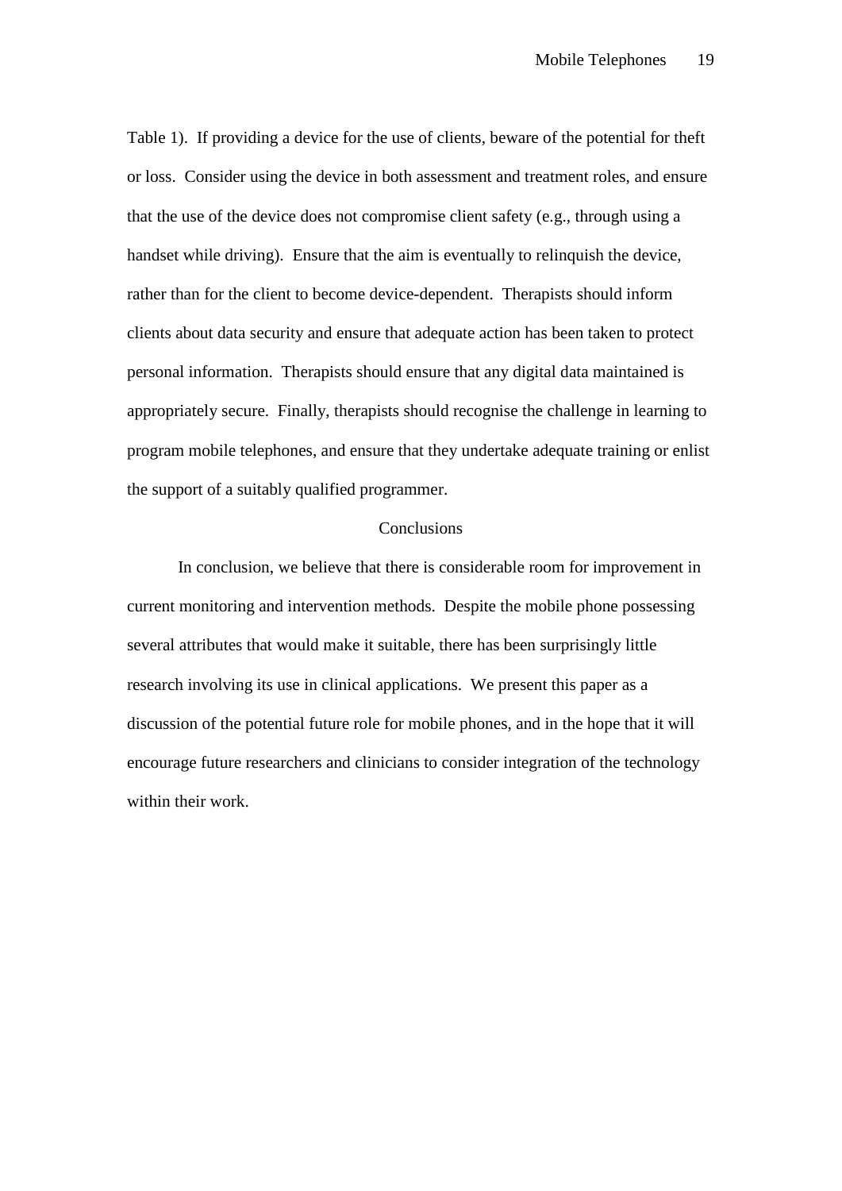Table 1). If providing a device for the use of clients, beware of the potential for theft or loss. Consider using the device in both assessment and treatment roles, and ensure that the use of the device does not compromise client safety (e.g., through using a handset while driving). Ensure that the aim is eventually to relinquish the device, rather than for the client to become device-dependent. Therapists should inform clients about data security and ensure that adequate action has been taken to protect personal information. Therapists should ensure that any digital data maintained is appropriately secure. Finally, therapists should recognise the challenge in learning to program mobile telephones, and ensure that they undertake adequate training or enlist the support of a suitably qualified programmer.

## Conclusions

In conclusion, we believe that there is considerable room for improvement in current monitoring and intervention methods. Despite the mobile phone possessing several attributes that would make it suitable, there has been surprisingly little research involving its use in clinical applications. We present this paper as a discussion of the potential future role for mobile phones, and in the hope that it will encourage future researchers and clinicians to consider integration of the technology within their work.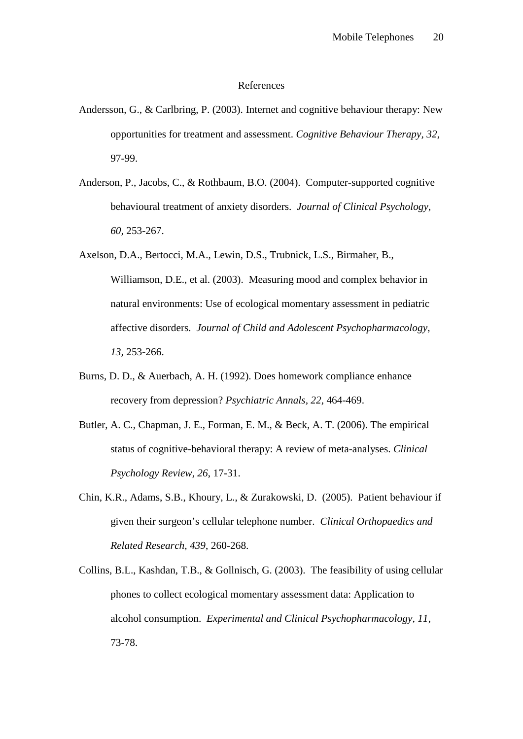# References

Andersson, G., & Carlbring, P. (2003). Internet and cognitive behaviour therapy: New opportunities for treatment and assessment. *Cognitive Behaviour Therapy, 32*, 97-99.

Anderson, P., Jacobs, C., & Rothbaum, B.O. (2004). Computer-supported cognitive behavioural treatment of anxiety disorders. *Journal of Clinical Psychology, 60,* 253-267.

Axelson, D.A., Bertocci, M.A., Lewin, D.S., Trubnick, L.S., Birmaher, B., Williamson, D.E., et al. (2003). Measuring mood and complex behavior in natural environments: Use of ecological momentary assessment in pediatric affective disorders. *Journal of Child and Adolescent Psychopharmacology, 13*, 253-266.

Burns, D. D., & Auerbach, A. H. (1992). Does homework compliance enhance recovery from depression? *Psychiatric Annals, 22*, 464-469.

Butler, A. C., Chapman, J. E., Forman, E. M., & Beck, A. T. (2006). The empirical status of cognitive-behavioral therapy: A review of meta-analyses. *Clinical Psychology Review, 26*, 17-31.

Chin, K.R., Adams, S.B., Khoury, L., & Zurakowski, D. (2005). Patient behaviour if given their surgeon's cellular telephone number. *Clinical Orthopaedics and Related Research, 439*, 260-268.

Collins, B.L., Kashdan, T.B., & Gollnisch, G. (2003). The feasibility of using cellular phones to collect ecological momentary assessment data: Application to alcohol consumption. *Experimental and Clinical Psychopharmacology, 11*, 73-78.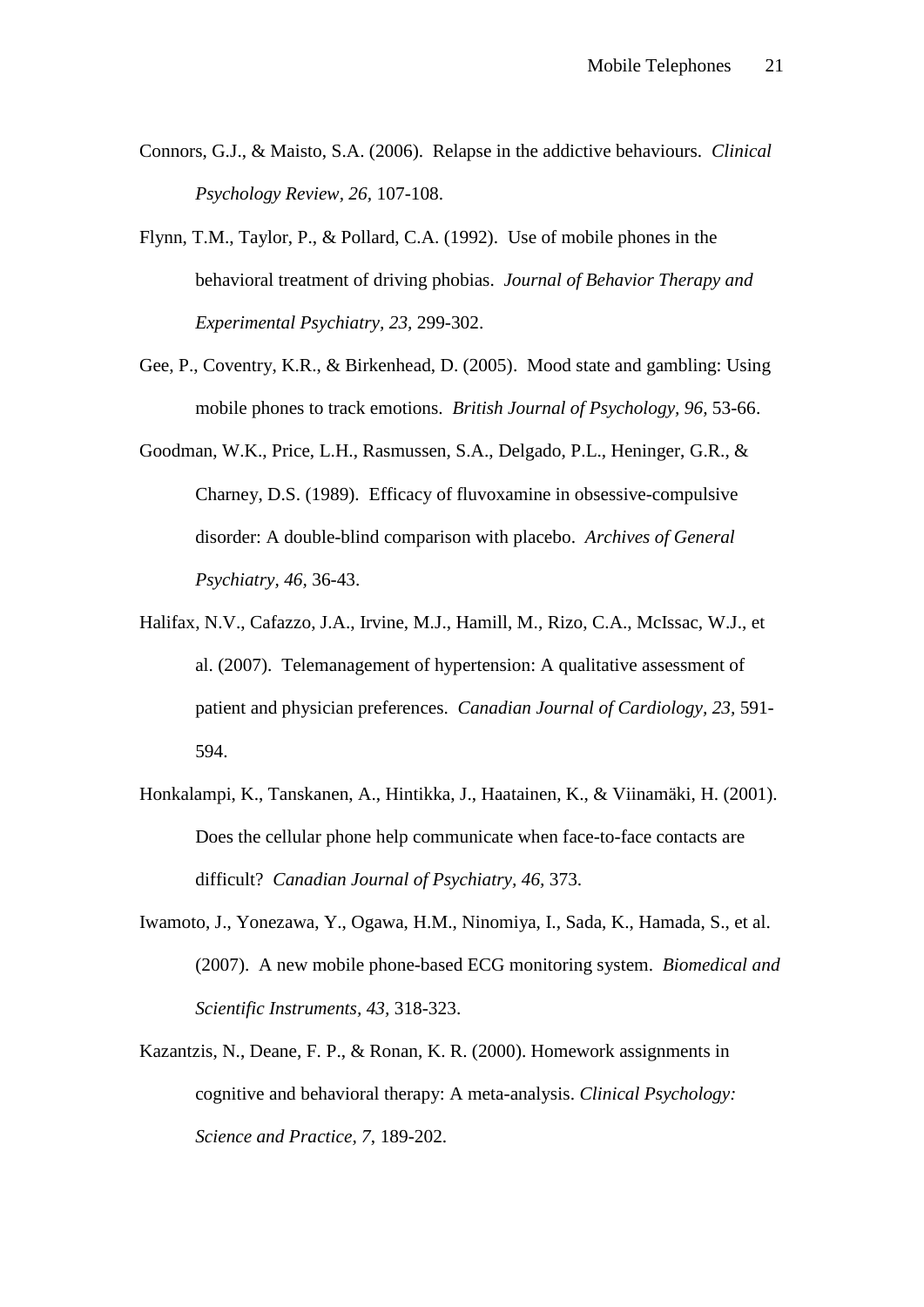Connors, G.J., & Maisto, S.A. (2006). Relapse in the addictive behaviours. *Clinical Psychology Review, 26*, 107-108.

Flynn, T.M., Taylor, P., & Pollard, C.A. (1992). Use of mobile phones in the behavioral treatment of driving phobias. *Journal of Behavior Therapy and Experimental Psychiatry, 23*, 299-302.

Gee, P., Coventry, K.R., & Birkenhead, D. (2005). Mood state and gambling: Using mobile phones to track emotions. *British Journal of Psychology, 96*, 53-66.

Goodman, W.K., Price, L.H., Rasmussen, S.A., Delgado, P.L., Heninger, G.R., & Charney, D.S. (1989). Efficacy of fluvoxamine in obsessive-compulsive disorder: A double-blind comparison with placebo. *Archives of General Psychiatry, 46*, 36-43.

Halifax, N.V., Cafazzo, J.A., Irvine, M.J., Hamill, M., Rizo, C.A., McIssac, W.J., et al. (2007). Telemanagement of hypertension: A qualitative assessment of patient and physician preferences. *Canadian Journal of Cardiology, 23*, 591-594.

Honkalampi, K., Tanskanen, A., Hintikka, J., Haatainen, K., & Viinamäki, H. (2001). Does the cellular phone help communicate when face-to-face contacts are difficult? *Canadian Journal of Psychiatry, 46*, 373.

Iwamoto, J., Yonezawa, Y., Ogawa, H.M., Ninomiya, I., Sada, K., Hamada, S., et al. (2007). A new mobile phone-based ECG monitoring system. *Biomedical and Scientific Instruments, 43*, 318-323.

Kazantzis, N., Deane, F. P., & Ronan, K. R. (2000). Homework assignments in cognitive and behavioral therapy: A meta-analysis. *Clinical Psychology: Science and Practice, 7*, 189-202.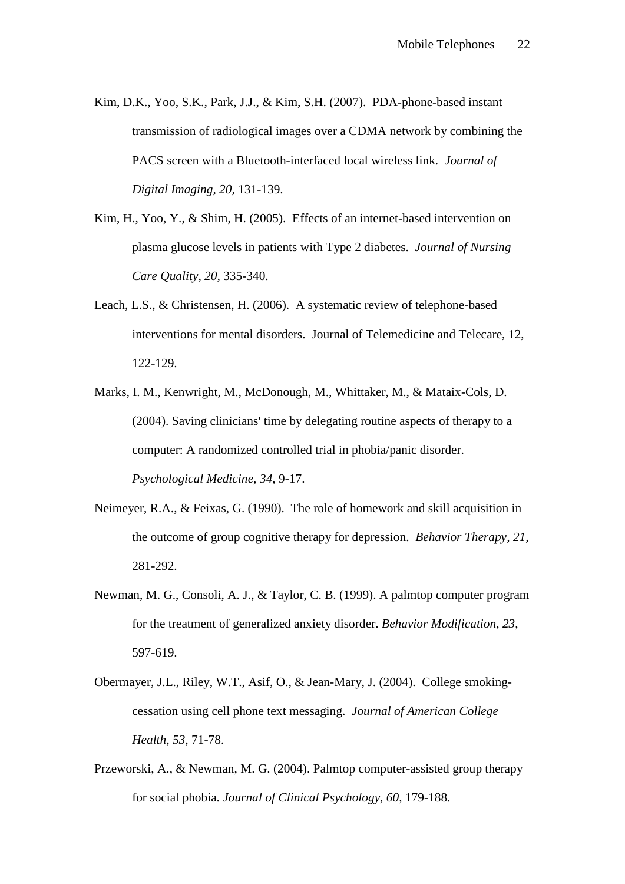Kim, D.K., Yoo, S.K., Park, J.J., & Kim, S.H. (2007). PDA-phone-based instant transmission of radiological images over a CDMA network by combining the PACS screen with a Bluetooth-interfaced local wireless link. *Journal of Digital Imaging, 20,* 131-139.

Kim, H., Yoo, Y., & Shim, H. (2005). Effects of an internet-based intervention on plasma glucose levels in patients with Type 2 diabetes. *Journal of Nursing Care Quality, 20,* 335-340.

Leach, L.S., & Christensen, H. (2006). A systematic review of telephone-based interventions for mental disorders. Journal of Telemedicine and Telecare, 12, 122-129.

Marks, I. M., Kenwright, M., McDonough, M., Whittaker, M., & Mataix-Cols, D. (2004). Saving clinicians' time by delegating routine aspects of therapy to a computer: A randomized controlled trial in phobia/panic disorder. *Psychological Medicine, 34*, 9-17.

Neimeyer, R.A., & Feixas, G. (1990). The role of homework and skill acquisition in the outcome of group cognitive therapy for depression. *Behavior Therapy, 21,* 281-292.

Newman, M. G., Consoli, A. J., & Taylor, C. B. (1999). A palmtop computer program for the treatment of generalized anxiety disorder. *Behavior Modification, 23*, 597-619.

Obermayer, J.L., Riley, W.T., Asif, O., & Jean-Mary, J. (2004). College smoking-cessation using cell phone text messaging. *Journal of American College Health, 53*, 71-78.

Przeworski, A., & Newman, M. G. (2004). Palmtop computer-assisted group therapy for social phobia. *Journal of Clinical Psychology, 60,* 179-188.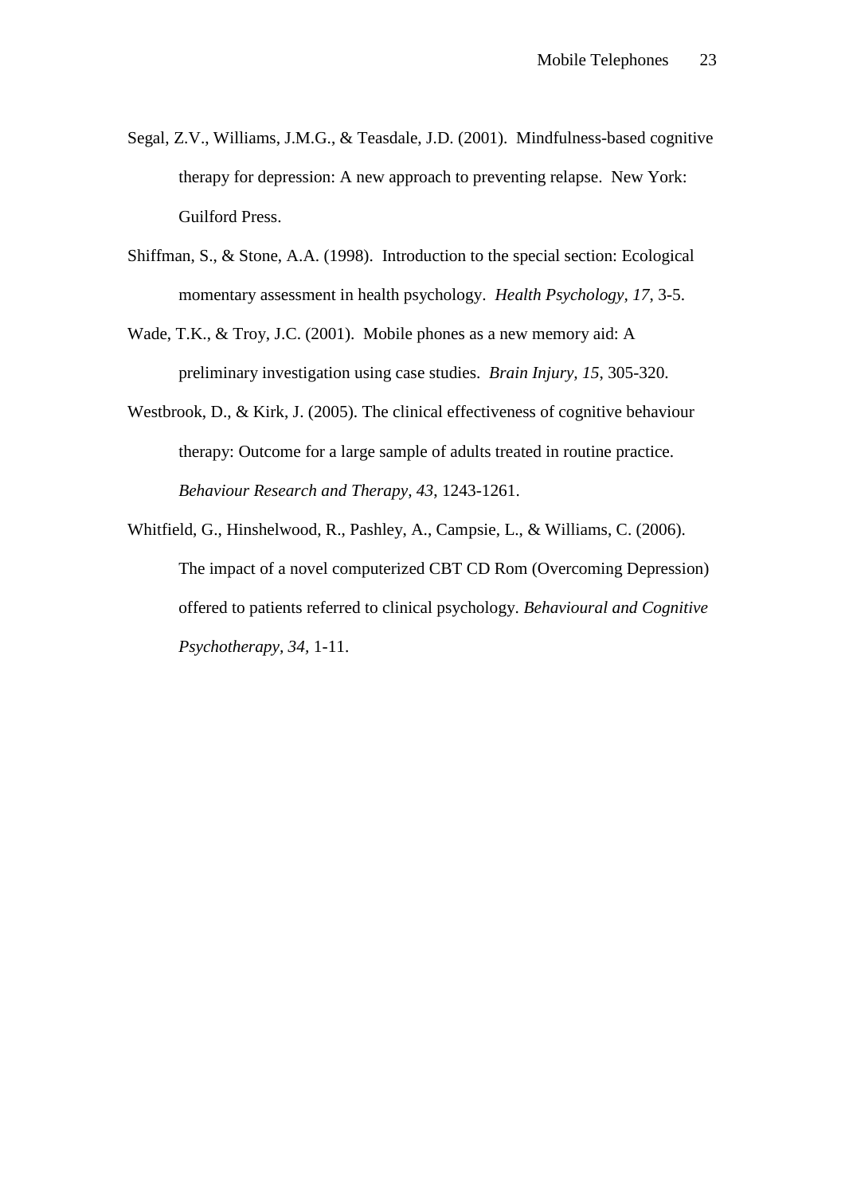Segal, Z.V., Williams, J.M.G., & Teasdale, J.D. (2001). Mindfulness-based cognitive therapy for depression: A new approach to preventing relapse. New York: Guilford Press.

Shiffman, S., & Stone, A.A. (1998). Introduction to the special section: Ecological momentary assessment in health psychology. *Health Psychology, 17,* 3-5.

Wade, T.K., & Troy, J.C. (2001). Mobile phones as a new memory aid: A preliminary investigation using case studies. *Brain Injury, 15,* 305-320.

Westbrook, D., & Kirk, J. (2005). The clinical effectiveness of cognitive behaviour therapy: Outcome for a large sample of adults treated in routine practice. *Behaviour Research and Therapy, 43,* 1243-1261.

Whitfield, G., Hinshelwood, R., Pashley, A., Campsie, L., & Williams, C. (2006). The impact of a novel computerized CBT CD Rom (Overcoming Depression) offered to patients referred to clinical psychology. *Behavioural and Cognitive Psychotherapy, 34,* 1-11.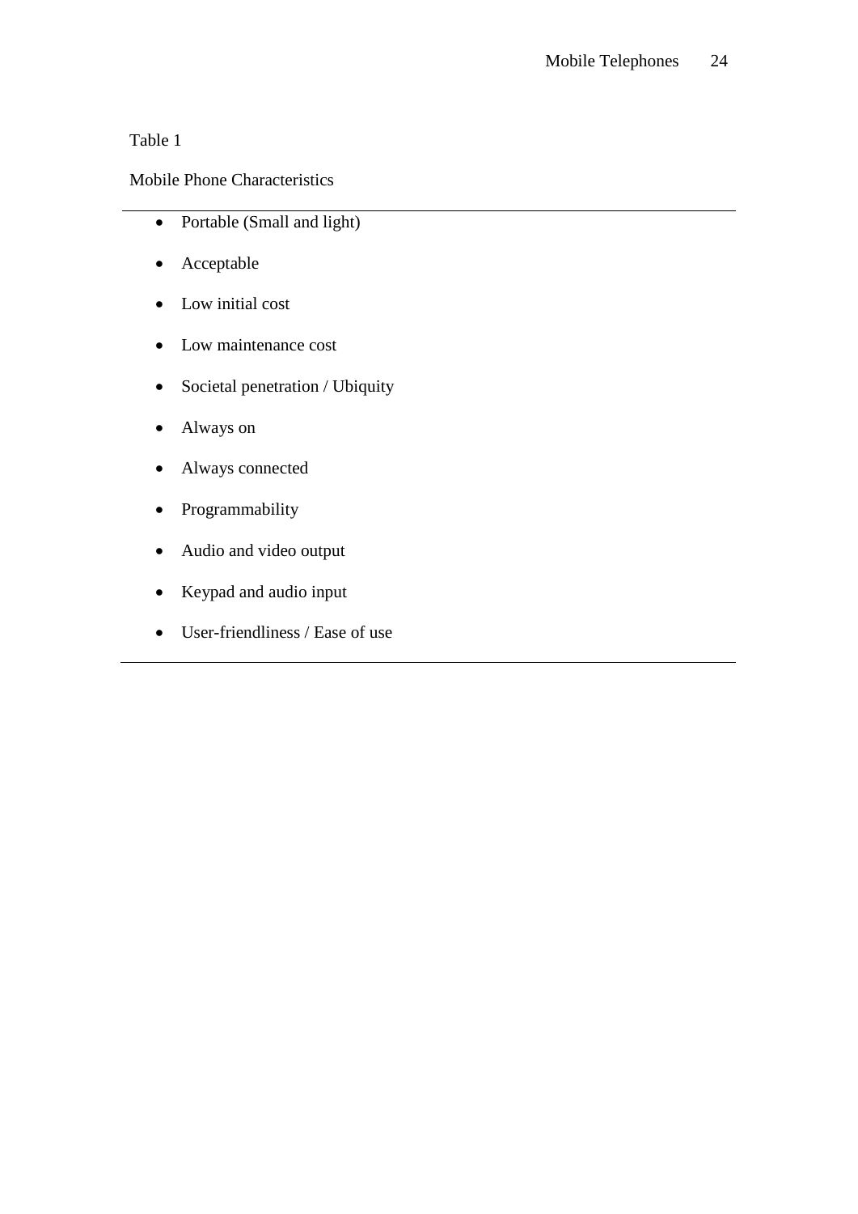Table 1

Mobile Phone Characteristics

- Portable (Small and light)
- Acceptable
- Low initial cost
- Low maintenance cost
- Societal penetration / Ubiquity
- Always on
- Always connected
- Programmability
- Audio and video output
- Keypad and audio input
- User-friendliness / Ease of use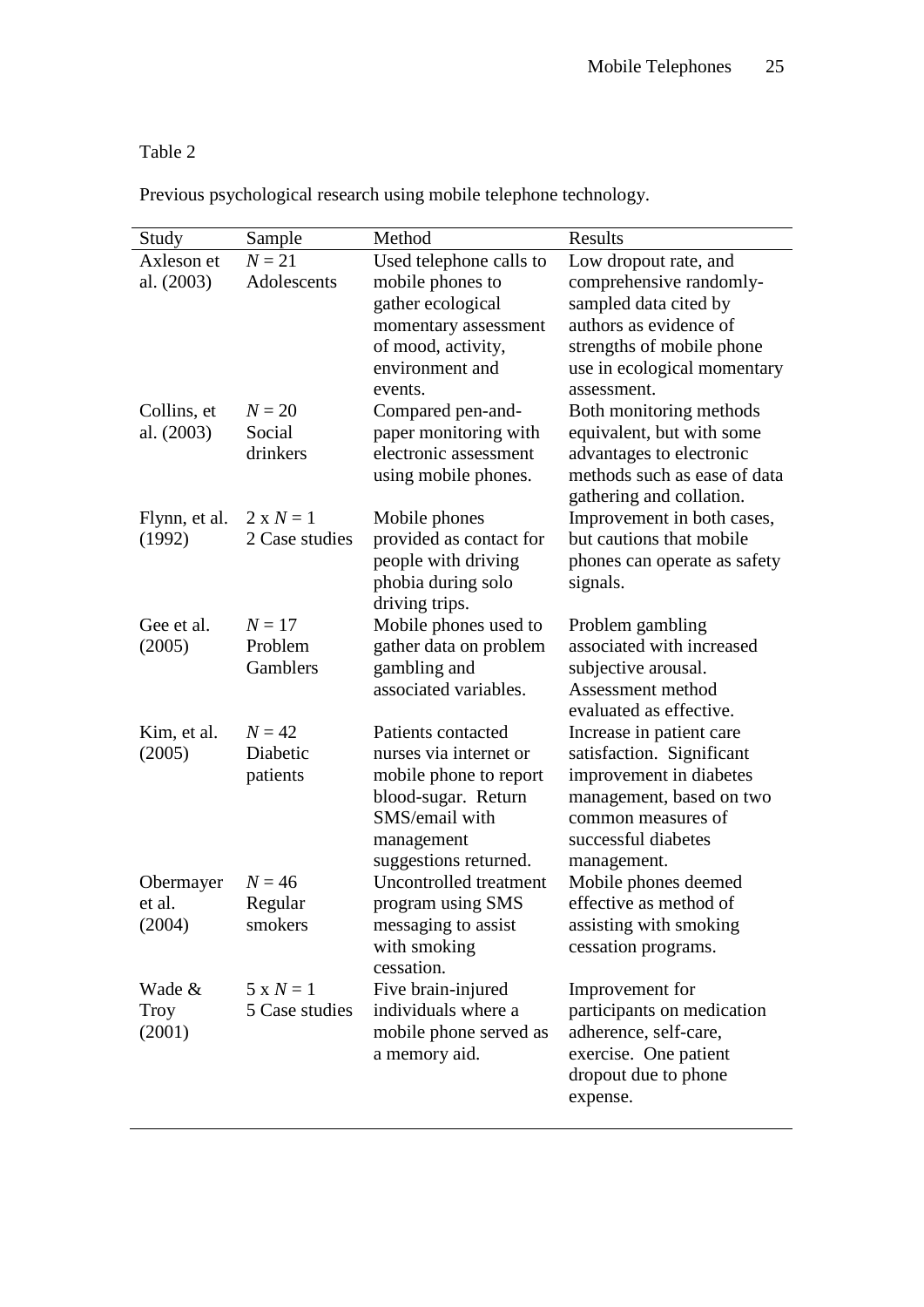Table 2

Previous psychological research using mobile telephone technology.

| Study | Sample | Method | Results |
|---|---|---|---|
| Axleson et al. (2003) | $N = 21$ Adolescents | Used telephone calls to mobile phones to gather ecological momentary assessment of mood, activity, environment and events. | Low dropout rate, and comprehensive randomly-sampled data cited by authors as evidence of strengths of mobile phone use in ecological momentary assessment. |
| Collins, et al. (2003) | $N = 20$ Social drinkers | Compared pen-and-paper monitoring with electronic assessment using mobile phones. | Both monitoring methods equivalent, but with some advantages to electronic methods such as ease of data gathering and collation. |
| Flynn, et al. (1992) | $2 \times N = 1$ 2 Case studies | Mobile phones provided as contact for people with driving phobia during solo driving trips. | Improvement in both cases, but cautions that mobile phones can operate as safety signals. |
| Gee et al. (2005) | $N = 17$ Problem Gamblers | Mobile phones used to gather data on problem gambling and associated variables. | Problem gambling associated with increased subjective arousal. Assessment method evaluated as effective. |
| Kim, et al. (2005) | $N = 42$ Diabetic patients | Patients contacted nurses via internet or mobile phone to report blood-sugar. Return SMS/email with management suggestions returned. | Increase in patient care satisfaction. Significant improvement in diabetes management, based on two common measures of successful diabetes management. |
| Obermayer et al. (2004) | $N = 46$ Regular smokers | Uncontrolled treatment program using SMS messaging to assist with smoking cessation. | Mobile phones deemed effective as method of assisting with smoking cessation programs. |
| Wade & Troy (2001) | $5 \times N = 1$ 5 Case studies | Five brain-injured individuals where a mobile phone served as a memory aid. | Improvement for participants on medication adherence, self-care, exercise. One patient dropout due to phone expense. |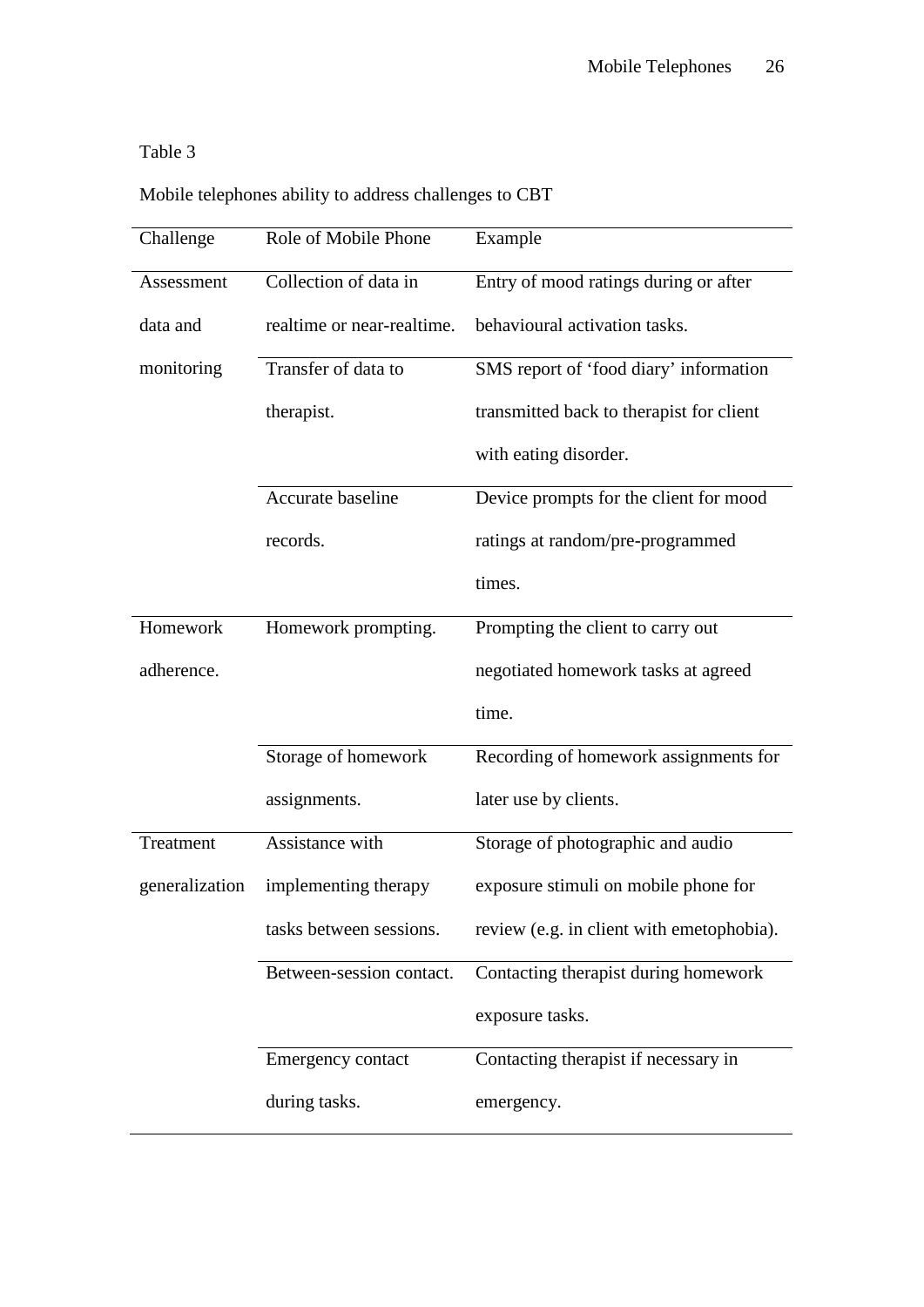Table 3

Mobile telephones ability to address challenges to CBT

| Challenge | Role of Mobile Phone | Example |
| --- | --- | --- |
| Assessment data and monitoring | Collection of data in realtime or near-realtime. | Entry of mood ratings during or after behavioural activation tasks. |
| | Transfer of data to therapist. | SMS report of 'food diary' information transmitted back to therapist for client with eating disorder. |
| | Accurate baseline records. | Device prompts for the client for mood ratings at random/pre-programmed times. |
| Homework adherence. | Homework prompting. | Prompting the client to carry out negotiated homework tasks at agreed time. |
| | Storage of homework assignments. | Recording of homework assignments for later use by clients. |
| Treatment generalization | Assistance with implementing therapy tasks between sessions. | Storage of photographic and audio exposure stimuli on mobile phone for review (e.g. in client with emetophobia). |
| | Between-session contact. | Contacting therapist during homework exposure tasks. |
| | Emergency contact during tasks. | Contacting therapist if necessary in emergency. |